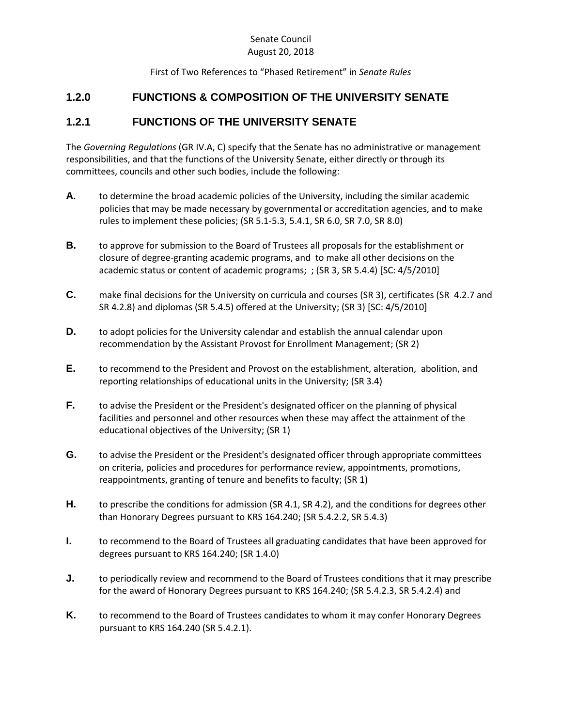Senate Council
August 20, 2018

First of Two References to "Phased Retirement" in *Senate Rules*

## 1.2.0 FUNCTIONS & COMPOSITION OF THE UNIVERSITY SENATE

## 1.2.1 FUNCTIONS OF THE UNIVERSITY SENATE

The *Governing Regulations* (GR IV.A, C) specify that the Senate has no administrative or management responsibilities, and that the functions of the University Senate, either directly or through its committees, councils and other such bodies, include the following:

**A.** to determine the broad academic policies of the University, including the similar academic policies that may be made necessary by governmental or accreditation agencies, and to make rules to implement these policies; (SR 5.1-5.3, 5.4.1, SR 6.0, SR 7.0, SR 8.0)

**B.** to approve for submission to the Board of Trustees all proposals for the establishment or closure of degree-granting academic programs, and to make all other decisions on the academic status or content of academic programs; ; (SR 3, SR 5.4.4) [SC: 4/5/2010]

**C.** make final decisions for the University on curricula and courses (SR 3), certificates (SR 4.2.7 and SR 4.2.8) and diplomas (SR 5.4.5) offered at the University; (SR 3) [SC: 4/5/2010]

**D.** to adopt policies for the University calendar and establish the annual calendar upon recommendation by the Assistant Provost for Enrollment Management; (SR 2)

**E.** to recommend to the President and Provost on the establishment, alteration, abolition, and reporting relationships of educational units in the University; (SR 3.4)

**F.** to advise the President or the President's designated officer on the planning of physical facilities and personnel and other resources when these may affect the attainment of the educational objectives of the University; (SR 1)

**G.** to advise the President or the President's designated officer through appropriate committees on criteria, policies and procedures for performance review, appointments, promotions, reappointments, granting of tenure and benefits to faculty; (SR 1)

**H.** to prescribe the conditions for admission (SR 4.1, SR 4.2), and the conditions for degrees other than Honorary Degrees pursuant to KRS 164.240; (SR 5.4.2.2, SR 5.4.3)

**I.** to recommend to the Board of Trustees all graduating candidates that have been approved for degrees pursuant to KRS 164.240; (SR 1.4.0)

**J.** to periodically review and recommend to the Board of Trustees conditions that it may prescribe for the award of Honorary Degrees pursuant to KRS 164.240; (SR 5.4.2.3, SR 5.4.2.4) and

**K.** to recommend to the Board of Trustees candidates to whom it may confer Honorary Degrees pursuant to KRS 164.240 (SR 5.4.2.1).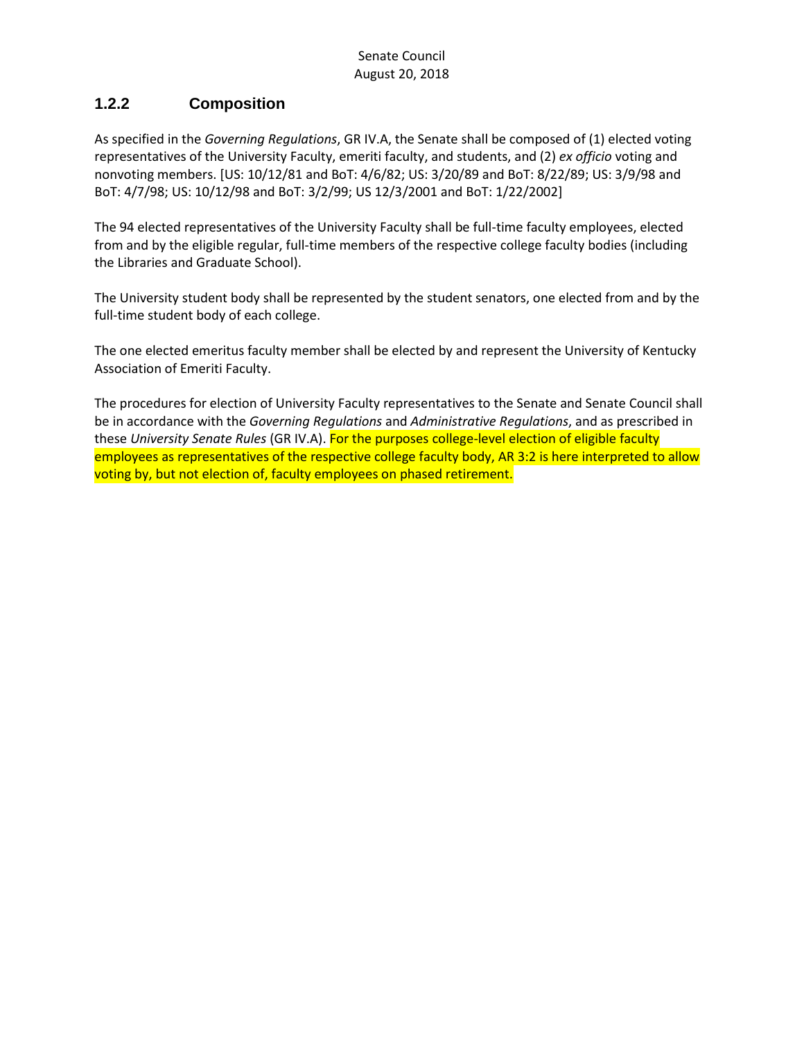## 1.2.2 Composition

As specified in the *Governing Regulations*, GR IV.A, the Senate shall be composed of (1) elected voting representatives of the University Faculty, emeriti faculty, and students, and (2) *ex officio* voting and nonvoting members. [US: 10/12/81 and BoT: 4/6/82; US: 3/20/89 and BoT: 8/22/89; US: 3/9/98 and BoT: 4/7/98; US: 10/12/98 and BoT: 3/2/99; US 12/3/2001 and BoT: 1/22/2002]

The 94 elected representatives of the University Faculty shall be full-time faculty employees, elected from and by the eligible regular, full-time members of the respective college faculty bodies (including the Libraries and Graduate School).

The University student body shall be represented by the student senators, one elected from and by the full-time student body of each college.

The one elected emeritus faculty member shall be elected by and represent the University of Kentucky Association of Emeriti Faculty.

The procedures for election of University Faculty representatives to the Senate and Senate Council shall be in accordance with the *Governing Regulations* and *Administrative Regulations*, and as prescribed in these *University Senate Rules* (GR IV.A). For the purposes college-level election of eligible faculty employees as representatives of the respective college faculty body, AR 3:2 is here interpreted to allow voting by, but not election of, faculty employees on phased retirement.